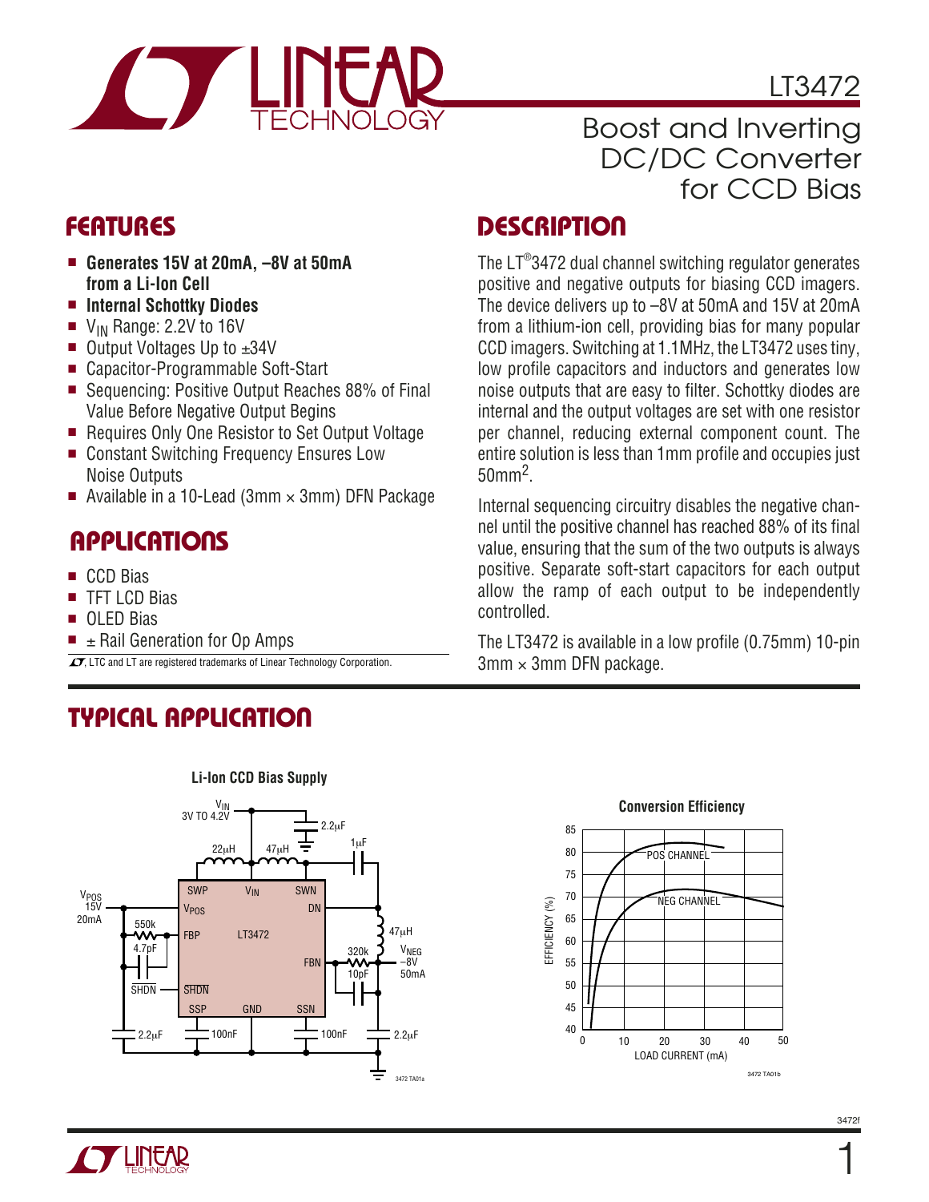# LT3472

## Boost and Inverting DC/DC Converter for CCD Bias

## FEATURES

- **Generates 15V at 20mA, –8V at 50mA from a Li-Ion Cell**
- **Internal Schottky Diodes**
- $V_{IN}$ Range: 2.2V to 16V
- Output Voltages Up to ±34V
- Capacitor-Programmable Soft-Start
- Sequencing: Positive Output Reaches 88% of Final Value Before Negative Output Begins
- Requires Only One Resistor to Set Output Voltage
- Constant Switching Frequency Ensures Low Noise Outputs
- Available in a 10-Lead (3mm × 3mm) DFN Package

## APPLICATIONS

- CCD Bias
- TFT LCD Bias
- OLED Bias
- ± Rail Generation for Op Amps

LT, LTC and LT are registered trademarks of Linear Technology Corporation.

## DESCRIPTION

The LT®3472 dual channel switching regulator generates positive and negative outputs for biasing CCD imagers. The device delivers up to –8V at 50mA and 15V at 20mA from a lithium-ion cell, providing bias for many popular CCD imagers. Switching at 1.1MHz, the LT3472 uses tiny, low profile capacitors and inductors and generates low noise outputs that are easy to filter. Schottky diodes are internal and the output voltages are set with one resistor per channel, reducing external component count. The entire solution is less than 1mm profile and occupies just 50mm$^2$.

Internal sequencing circuitry disables the negative channel until the positive channel has reached 88% of its final value, ensuring that the sum of the two outputs is always positive. Separate soft-start capacitors for each output allow the ramp of each output to be independently controlled.

The LT3472 is available in a low profile (0.75mm) 10-pin 3mm × 3mm DFN package.

## TYPICAL APPLICATION

**Li-Ion CCD Bias Supply**

**Conversion Efficiency**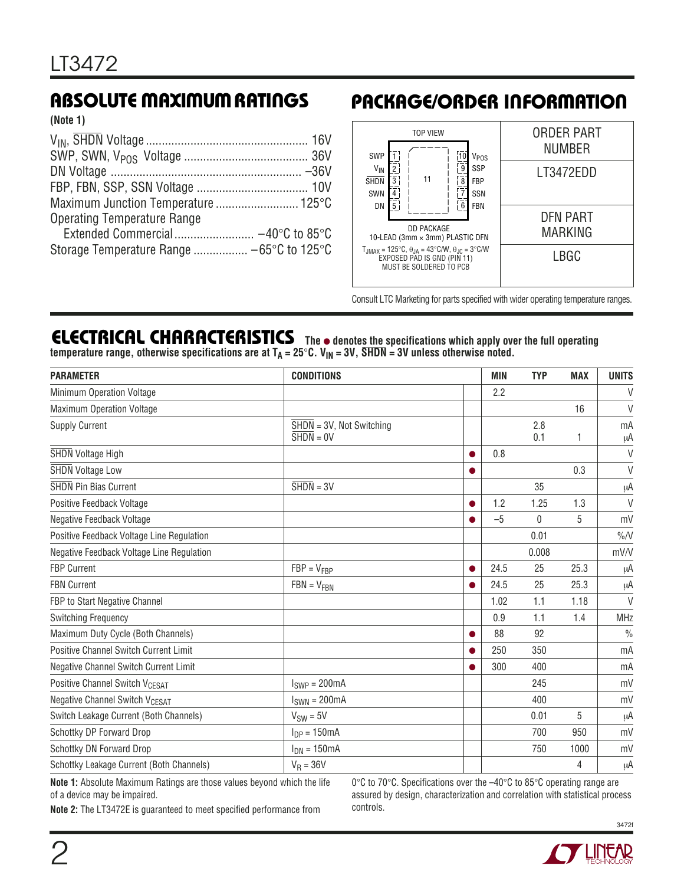## ABSOLUTE MAXIMUM RATINGS

**(Note 1)**

$V_{IN}$, $\overline{SHDN}$ Voltage .................................................. 16V
SWP, SWN, $V_{POS}$ Voltage ....................................... 36V
DN Voltage ........................................................... –36V
FBP, FBN, SSP, SSN Voltage ................................... 10V
Maximum Junction Temperature .......................... 125°C
Operating Temperature Range
  Extended Commercial......................... –40°C to 85°C
Storage Temperature Range ................. –65°C to 125°C

## PACKAGE/ORDER INFORMATION

TOP VIEW

| Pin | Name | Pin | Name |
|---|---|---|---|
| 1 | SWP | 10 | $V_{POS}$ |
| 2 | $V_{IN}$ | 9 | SSP |
| 3 | $\overline{SHDN}$ | 8 | FBP |
| 4 | SWN | 7 | SSN |
| 5 | DN | 6 | FBN |

11 (exposed pad)

DD PACKAGE
10-LEAD (3mm × 3mm) PLASTIC DFN

$T_{JMAX}$ = 125°C, $\theta_{JA}$ = 43°C/W, $\theta_{JC}$ = 3°C/W
EXPOSED PAD IS GND (PIN 11)
MUST BE SOLDERED TO PCB

| ORDER PART NUMBER | DFN PART MARKING |
|---|---|
| LT3472EDD | LBGC |

Consult LTC Marketing for parts specified with wider operating temperature ranges.

## ELECTRICAL CHARACTERISTICS

**The ● denotes the specifications which apply over the full operating temperature range, otherwise specifications are at $T_A$ = 25°C. $V_{IN}$ = 3V, $\overline{SHDN}$ = 3V unless otherwise noted.**

| PARAMETER | CONDITIONS | | MIN | TYP | MAX | UNITS |
|---|---|---|---|---|---|---|
| Minimum Operation Voltage | | | 2.2 | | | V |
| Maximum Operation Voltage | | | | | 16 | V |
| Supply Current | $\overline{SHDN}$ = 3V, Not Switching<br>$\overline{SHDN}$ = 0V | | | 2.8<br>0.1 | <br>1 | mA<br>µA |
| $\overline{SHDN}$ Voltage High | | ● | 0.8 | | | V |
| $\overline{SHDN}$ Voltage Low | | ● | | | 0.3 | V |
| $\overline{SHDN}$ Pin Bias Current | $\overline{SHDN}$ = 3V | | | 35 | | µA |
| Positive Feedback Voltage | | ● | 1.2 | 1.25 | 1.3 | V |
| Negative Feedback Voltage | | ● | –5 | 0 | 5 | mV |
| Positive Feedback Voltage Line Regulation | | | | 0.01 | | %/V |
| Negative Feedback Voltage Line Regulation | | | | 0.008 | | mV/V |
| FBP Current | FBP = $V_{FBP}$ | ● | 24.5 | 25 | 25.3 | µA |
| FBN Current | FBN = $V_{FBN}$ | ● | 24.5 | 25 | 25.3 | µA |
| FBP to Start Negative Channel | | | 1.02 | 1.1 | 1.18 | V |
| Switching Frequency | | | 0.9 | 1.1 | 1.4 | MHz |
| Maximum Duty Cycle (Both Channels) | | ● | 88 | 92 | | % |
| Positive Channel Switch Current Limit | | ● | 250 | 350 | | mA |
| Negative Channel Switch Current Limit | | ● | 300 | 400 | | mA |
| Positive Channel Switch $V_{CESAT}$ | $I_{SWP}$ = 200mA | | | 245 | | mV |
| Negative Channel Switch $V_{CESAT}$ | $I_{SWN}$ = 200mA | | | 400 | | mV |
| Switch Leakage Current (Both Channels) | $V_{SW}$ = 5V | | | 0.01 | 5 | µA |
| Schottky DP Forward Drop | $I_{DP}$ = 150mA | | | 700 | 950 | mV |
| Schottky DN Forward Drop | $I_{DN}$ = 150mA | | | 750 | 1000 | mV |
| Schottky Leakage Current (Both Channels) | $V_R$ = 36V | | | | 4 | µA |

**Note 1:** Absolute Maximum Ratings are those values beyond which the life of a device may be impaired.

**Note 2:** The LT3472E is guaranteed to meet specified performance from 0°C to 70°C. Specifications over the –40°C to 85°C operating range are assured by design, characterization and correlation with statistical process controls.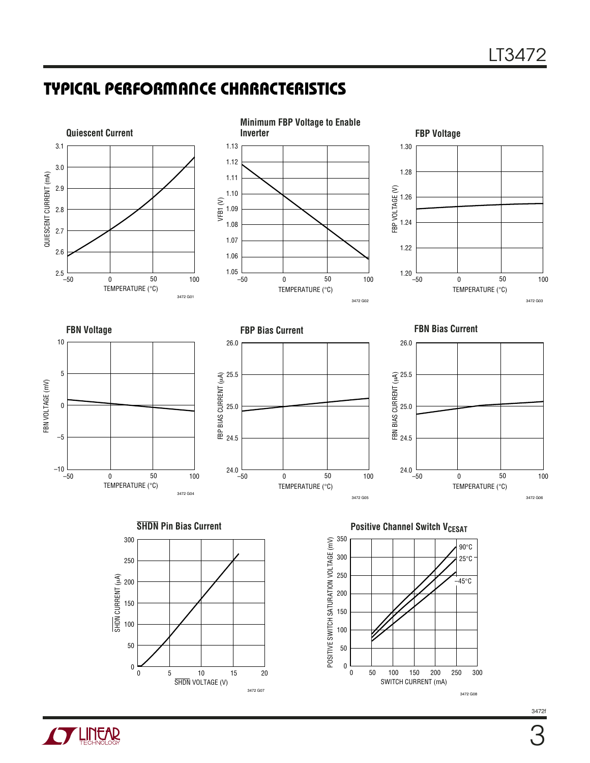## TYPICAL PERFORMANCE CHARACTERISTICS

**Quiescent Current**

QUIESCENT CURRENT (mA) vs TEMPERATURE (°C)

3472 G01

**Minimum FBP Voltage to Enable Inverter**

VFB1 (V) vs TEMPERATURE (°C)

3472 G02

**FBP Voltage**

FBP VOLTAGE (V) vs TEMPERATURE (°C)

3472 G03

**FBN Voltage**

FBN VOLTAGE (mV) vs TEMPERATURE (°C)

3472 G04

**FBP Bias Current**

FBP BIAS CURRENT (μA) vs TEMPERATURE (°C)

3472 G05

**FBN Bias Current**

FBN BIAS CURRENT (μA) vs TEMPERATURE (°C)

3472 G06

**$\overline{SHDN}$ Pin Bias Current**

$\overline{SHDN}$ CURRENT (μA) vs $\overline{SHDN}$ VOLTAGE (V)

3472 G07

**Positive Channel Switch $V_{CESAT}$**

POSITIVE SWITCH SATURATION VOLTAGE (mV) vs SWITCH CURRENT (mA); curves: 90°C, 25°C, –45°C

3472 G08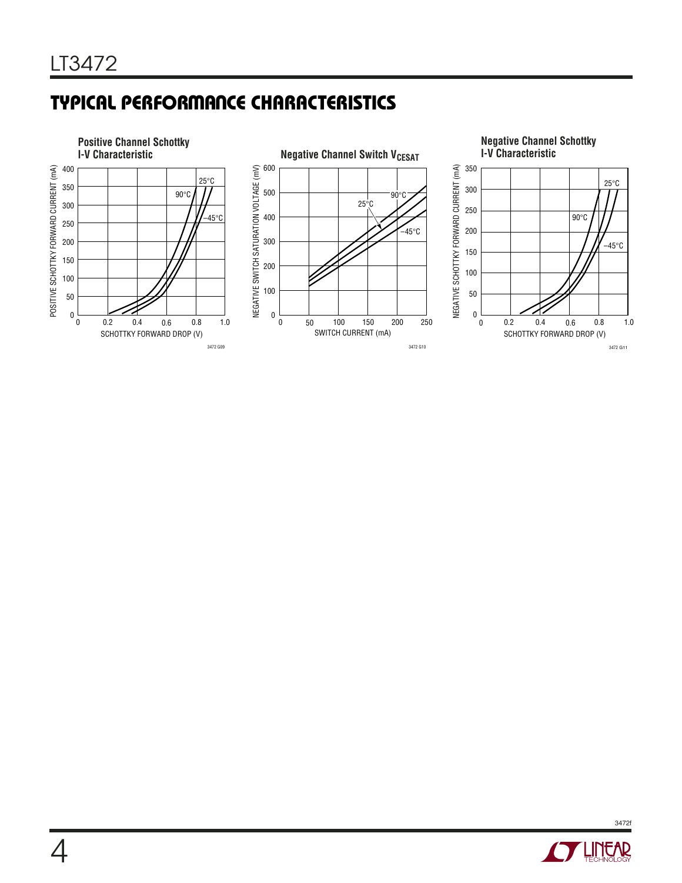## TYPICAL PERFORMANCE CHARACTERISTICS

**Positive Channel Schottky I-V Characteristic**

**Negative Channel Switch $V_{CESAT}$**

**Negative Channel Schottky I-V Characteristic**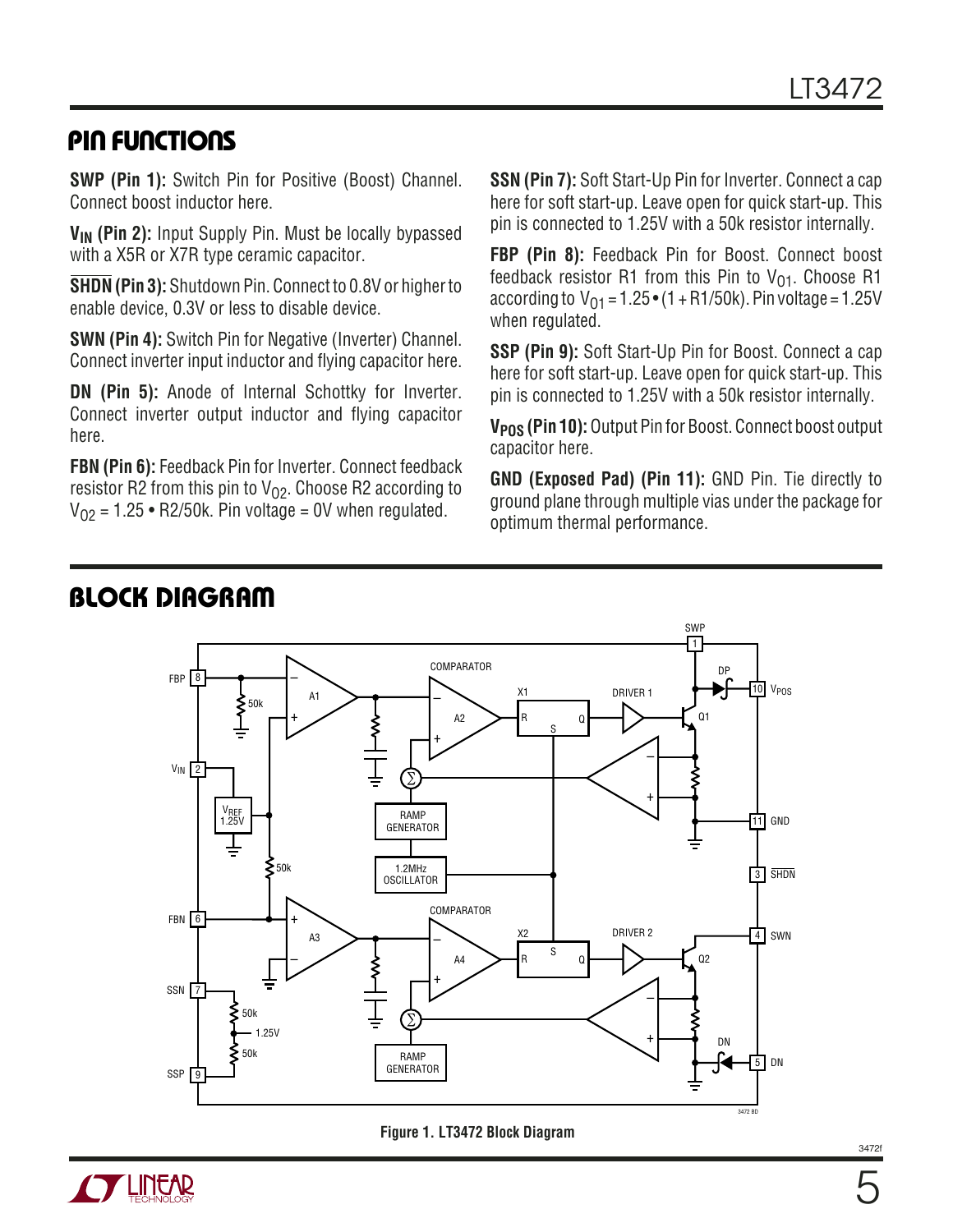## PIN FUNCTIONS

**SWP (Pin 1):** Switch Pin for Positive (Boost) Channel. Connect boost inductor here.

**$V_{IN}$ (Pin 2):** Input Supply Pin. Must be locally bypassed with a X5R or X7R type ceramic capacitor.

**$\overline{SHDN}$ (Pin 3):** Shutdown Pin. Connect to 0.8V or higher to enable device, 0.3V or less to disable device.

**SWN (Pin 4):** Switch Pin for Negative (Inverter) Channel. Connect inverter input inductor and flying capacitor here.

**DN (Pin 5):** Anode of Internal Schottky for Inverter. Connect inverter output inductor and flying capacitor here.

**FBN (Pin 6):** Feedback Pin for Inverter. Connect feedback resistor R2 from this pin to $V_{O2}$. Choose R2 according to $V_{O2} = 1.25 \bullet R2/50k$. Pin voltage = 0V when regulated.

**SSN (Pin 7):** Soft Start-Up Pin for Inverter. Connect a cap here for soft start-up. Leave open for quick start-up. This pin is connected to 1.25V with a 50k resistor internally.

**FBP (Pin 8):** Feedback Pin for Boost. Connect boost feedback resistor R1 from this Pin to $V_{O1}$. Choose R1 according to $V_{O1} = 1.25 \bullet (1 + R1/50k)$. Pin voltage = 1.25V when regulated.

**SSP (Pin 9):** Soft Start-Up Pin for Boost. Connect a cap here for soft start-up. Leave open for quick start-up. This pin is connected to 1.25V with a 50k resistor internally.

**$V_{POS}$ (Pin 10):** Output Pin for Boost. Connect boost output capacitor here.

**GND (Exposed Pad) (Pin 11):** GND Pin. Tie directly to ground plane through multiple vias under the package for optimum thermal performance.

## BLOCK DIAGRAM

**Figure 1. LT3472 Block Diagram**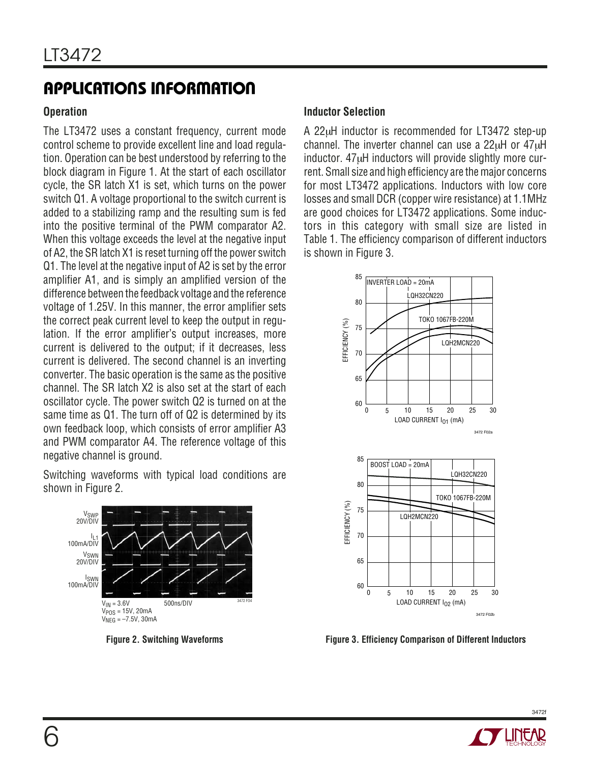## APPLICATIONS INFORMATION

### Operation

The LT3472 uses a constant frequency, current mode control scheme to provide excellent line and load regulation. Operation can be best understood by referring to the block diagram in Figure 1. At the start of each oscillator cycle, the SR latch X1 is set, which turns on the power switch Q1. A voltage proportional to the switch current is added to a stabilizing ramp and the resulting sum is fed into the positive terminal of the PWM comparator A2. When this voltage exceeds the level at the negative input of A2, the SR latch X1 is reset turning off the power switch Q1. The level at the negative input of A2 is set by the error amplifier A1, and is simply an amplified version of the difference between the feedback voltage and the reference voltage of 1.25V. In this manner, the error amplifier sets the correct peak current level to keep the output in regulation. If the error amplifier's output increases, more current is delivered to the output; if it decreases, less current is delivered. The second channel is an inverting converter. The basic operation is the same as the positive channel. The SR latch X2 is also set at the start of each oscillator cycle. The power switch Q2 is turned on at the same time as Q1. The turn off of Q2 is determined by its own feedback loop, which consists of error amplifier A3 and PWM comparator A4. The reference voltage of this negative channel is ground.

Switching waveforms with typical load conditions are shown in Figure 2.

$V_{SWP}$ 20V/DIV, $I_{L1}$ 100mA/DIV, $V_{SWN}$ 20V/DIV, $I_{SWN}$ 100mA/DIV, 500ns/DIV

$V_{IN}$ = 3.6V
$V_{POS}$ = 15V, 20mA
$V_{NEG}$ = –7.5V, 30mA

**Figure 2. Switching Waveforms**

### Inductor Selection

A 22µH inductor is recommended for LT3472 step-up channel. The inverter channel can use a 22µH or 47µH inductor. 47µH inductors will provide slightly more current. Small size and high efficiency are the major concerns for most LT3472 applications. Inductors with low core losses and small DCR (copper wire resistance) at 1.1MHz are good choices for LT3472 applications. Some inductors in this category with small size are listed in Table 1. The efficiency comparison of different inductors is shown in Figure 3.

**Figure 3. Efficiency Comparison of Different Inductors**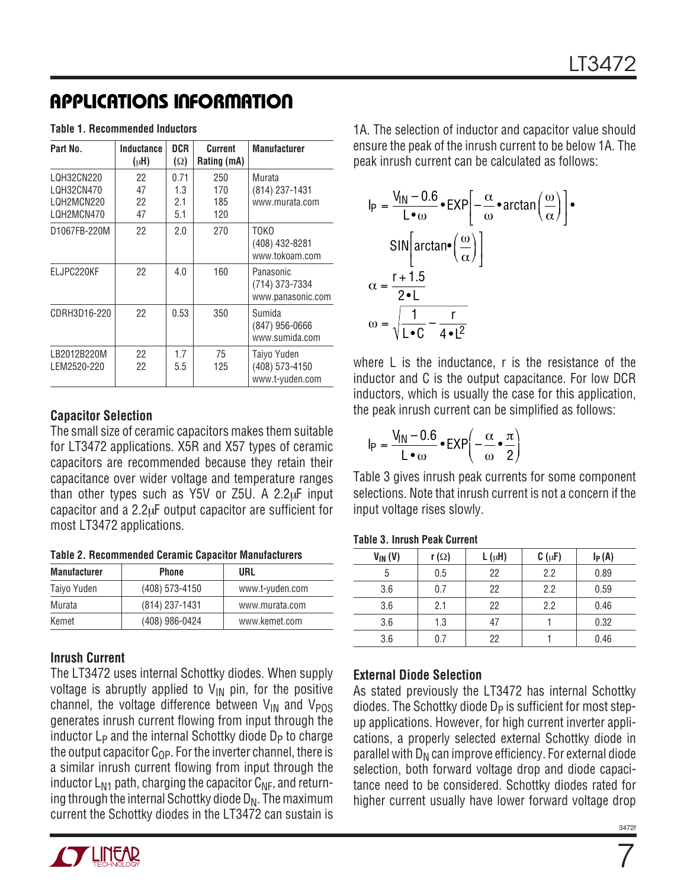## APPLICATIONS INFORMATION

**Table 1. Recommended Inductors**

| Part No. | Inductance (μH) | DCR (Ω) | Current Rating (mA) | Manufacturer |
|---|---|---|---|---|
| LQH32CN220<br>LQH32CN470<br>LQH2MCN220<br>LQH2MCN470 | 22<br>47<br>22<br>47 | 0.71<br>1.3<br>2.1<br>5.1 | 250<br>170<br>185<br>120 | Murata<br>(814) 237-1431<br>www.murata.com |
| D1067FB-220M | 22 | 2.0 | 270 | TOKO<br>(408) 432-8281<br>www.tokoam.com |
| ELJPC220KF | 22 | 4.0 | 160 | Panasonic<br>(714) 373-7334<br>www.panasonic.com |
| CDRH3D16-220 | 22 | 0.53 | 350 | Sumida<br>(847) 956-0666<br>www.sumida.com |
| LB2012B220M<br>LEM2520-220 | 22<br>22 | 1.7<br>5.5 | 75<br>125 | Taiyo Yuden<br>(408) 573-4150<br>www.t-yuden.com |

### Capacitor Selection

The small size of ceramic capacitors makes them suitable for LT3472 applications. X5R and X57 types of ceramic capacitors are recommended because they retain their capacitance over wider voltage and temperature ranges than other types such as Y5V or Z5U. A 2.2μF input capacitor and a 2.2μF output capacitor are sufficient for most LT3472 applications.

**Table 2. Recommended Ceramic Capacitor Manufacturers**

| Manufacturer | Phone | URL |
|---|---|---|
| Taiyo Yuden | (408) 573-4150 | www.t-yuden.com |
| Murata | (814) 237-1431 | www.murata.com |
| Kemet | (408) 986-0424 | www.kemet.com |

### Inrush Current

The LT3472 uses internal Schottky diodes. When supply voltage is abruptly applied to $V_{IN}$ pin, for the positive channel, the voltage difference between $V_{IN}$ and $V_{POS}$ generates inrush current flowing from input through the inductor $L_P$ and the internal Schottky diode $D_P$ to charge the output capacitor $C_{OP}$. For the inverter channel, there is a similar inrush current flowing from input through the inductor $L_{N1}$ path, charging the capacitor $C_{NF}$, and returning through the internal Schottky diode $D_N$. The maximum current the Schottky diodes in the LT3472 can sustain is 1A. The selection of inductor and capacitor value should ensure the peak of the inrush current to be below 1A. The peak inrush current can be calculated as follows:

$$I_P = \frac{V_{IN} - 0.6}{L \bullet \omega} \bullet EXP\left[-\frac{\alpha}{\omega} \bullet \arctan\left(\frac{\omega}{\alpha}\right)\right] \bullet SIN\left[\arctan \bullet \left(\frac{\omega}{\alpha}\right)\right]$$

$$\alpha = \frac{r + 1.5}{2 \bullet L}$$

$$\omega = \sqrt{\frac{1}{L \bullet C} - \frac{r}{4 \bullet L^2}}$$

where L is the inductance, r is the resistance of the inductor and C is the output capacitance. For low DCR inductors, which is usually the case for this application, the peak inrush current can be simplified as follows:

$$I_P = \frac{V_{IN} - 0.6}{L \bullet \omega} \bullet EXP\left(-\frac{\alpha}{\omega} \bullet \frac{\pi}{2}\right)$$

Table 3 gives inrush peak currents for some component selections. Note that inrush current is not a concern if the input voltage rises slowly.

**Table 3. Inrush Peak Current**

| $V_{IN}$ (V) | r (Ω) | L (μH) | C (μF) | $I_P$ (A) |
|---|---|---|---|---|
| 5 | 0.5 | 22 | 2.2 | 0.89 |
| 3.6 | 0.7 | 22 | 2.2 | 0.59 |
| 3.6 | 2.1 | 22 | 2.2 | 0.46 |
| 3.6 | 1.3 | 47 | 1 | 0.32 |
| 3.6 | 0.7 | 22 | 1 | 0.46 |

### External Diode Selection

As stated previously the LT3472 has internal Schottky diodes. The Schottky diode $D_P$ is sufficient for most step-up applications. However, for high current inverter applications, a properly selected external Schottky diode in parallel with $D_N$ can improve efficiency. For external diode selection, both forward voltage drop and diode capacitance need to be considered. Schottky diodes rated for higher current usually have lower forward voltage drop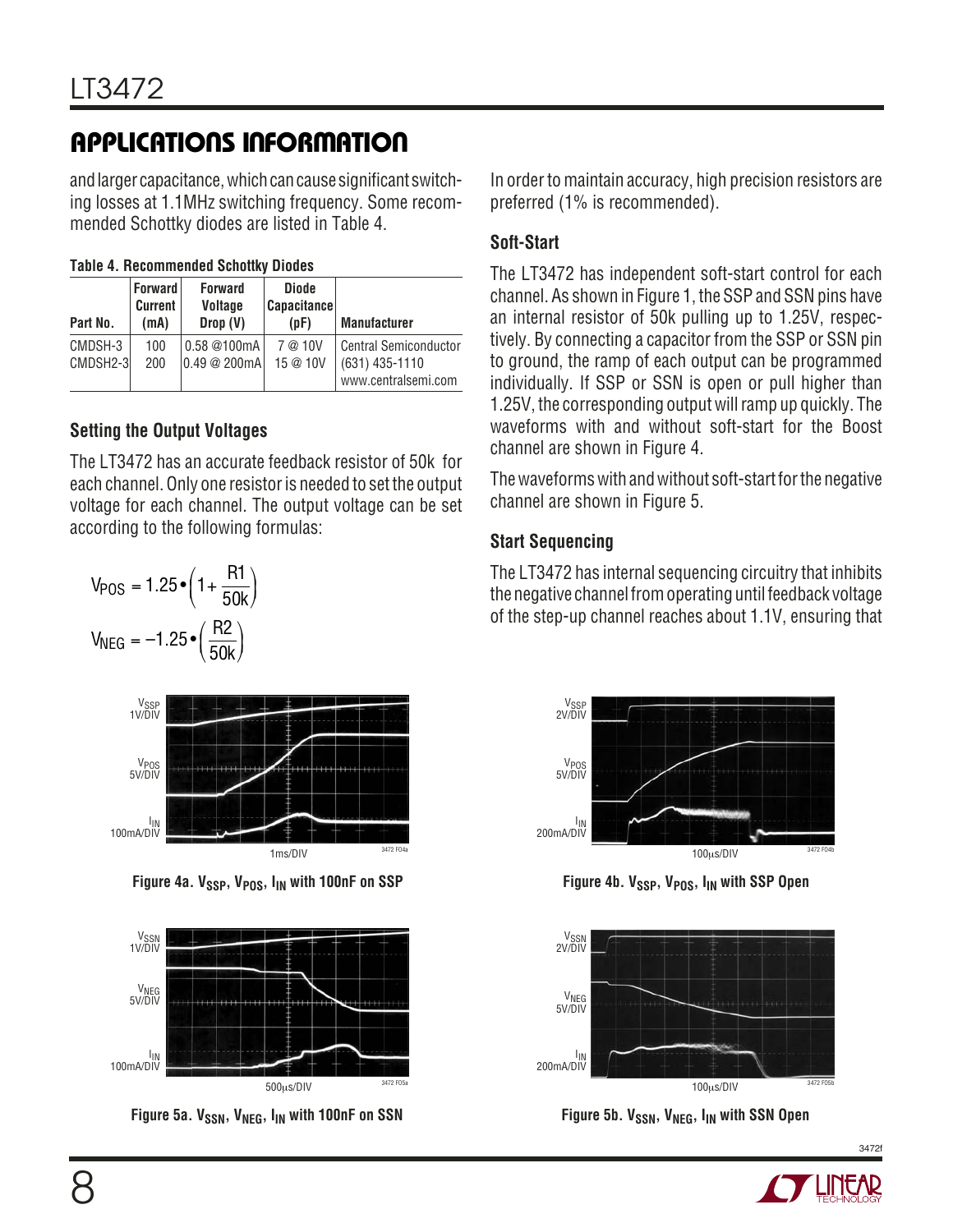## APPLICATIONS INFORMATION

and larger capacitance, which can cause significant switching losses at 1.1MHz switching frequency. Some recommended Schottky diodes are listed in Table 4.

**Table 4. Recommended Schottky Diodes**

| Part No. | Forward Current (mA) | Forward Voltage Drop (V) | Diode Capacitance (pF) | Manufacturer |
|---|---|---|---|---|
| CMDSH-3 | 100 | 0.58 @100mA | 7 @ 10V | Central Semiconductor |
| CMDSH2-3 | 200 | 0.49 @ 200mA | 15 @ 10V | (631) 435-1110 |
| | | | | www.centralsemi.com |

### Setting the Output Voltages

The LT3472 has an accurate feedback resistor of 50k for each channel. Only one resistor is needed to set the output voltage for each channel. The output voltage can be set according to the following formulas:

$$V_{POS} = 1.25 \bullet \left(1 + \frac{R1}{50k}\right)$$

$$V_{NEG} = -1.25 \bullet \left(\frac{R2}{50k}\right)$$

In order to maintain accuracy, high precision resistors are preferred (1% is recommended).

### Soft-Start

The LT3472 has independent soft-start control for each channel. As shown in Figure 1, the SSP and SSN pins have an internal resistor of 50k pulling up to 1.25V, respectively. By connecting a capacitor from the SSP or SSN pin to ground, the ramp of each output can be programmed individually. If SSP or SSN is open or pull higher than 1.25V, the corresponding output will ramp up quickly. The waveforms with and without soft-start for the Boost channel are shown in Figure 4.

The waveforms with and without soft-start for the negative channel are shown in Figure 5.

### Start Sequencing

The LT3472 has internal sequencing circuitry that inhibits the negative channel from operating until feedback voltage of the step-up channel reaches about 1.1V, ensuring that

**Figure 4a. $V_{SSP}$, $V_{POS}$, $I_{IN}$ with 100nF on SSP**

**Figure 4b. $V_{SSP}$, $V_{POS}$, $I_{IN}$ with SSP Open**

**Figure 5a. $V_{SSN}$, $V_{NEG}$, $I_{IN}$ with 100nF on SSN**

**Figure 5b. $V_{SSN}$, $V_{NEG}$, $I_{IN}$ with SSN Open**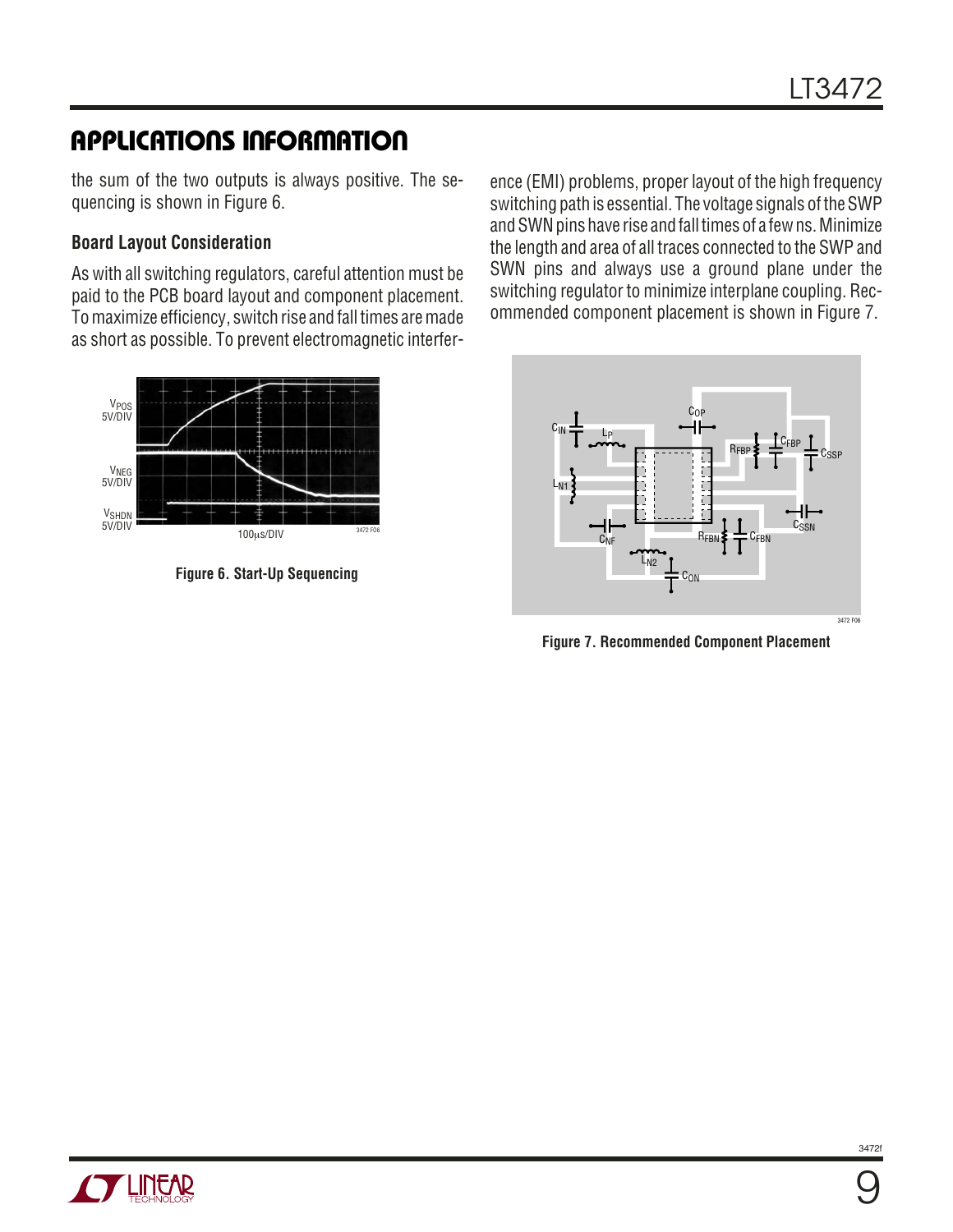## APPLICATIONS INFORMATION

the sum of the two outputs is always positive. The sequencing is shown in Figure 6.

### Board Layout Consideration

As with all switching regulators, careful attention must be paid to the PCB board layout and component placement. To maximize efficiency, switch rise and fall times are made as short as possible. To prevent electromagnetic interference (EMI) problems, proper layout of the high frequency switching path is essential. The voltage signals of the SWP and SWN pins have rise and fall times of a few ns. Minimize the length and area of all traces connected to the SWP and SWN pins and always use a ground plane under the switching regulator to minimize interplane coupling. Recommended component placement is shown in Figure 7.

**Figure 6. Start-Up Sequencing**

**Figure 7. Recommended Component Placement**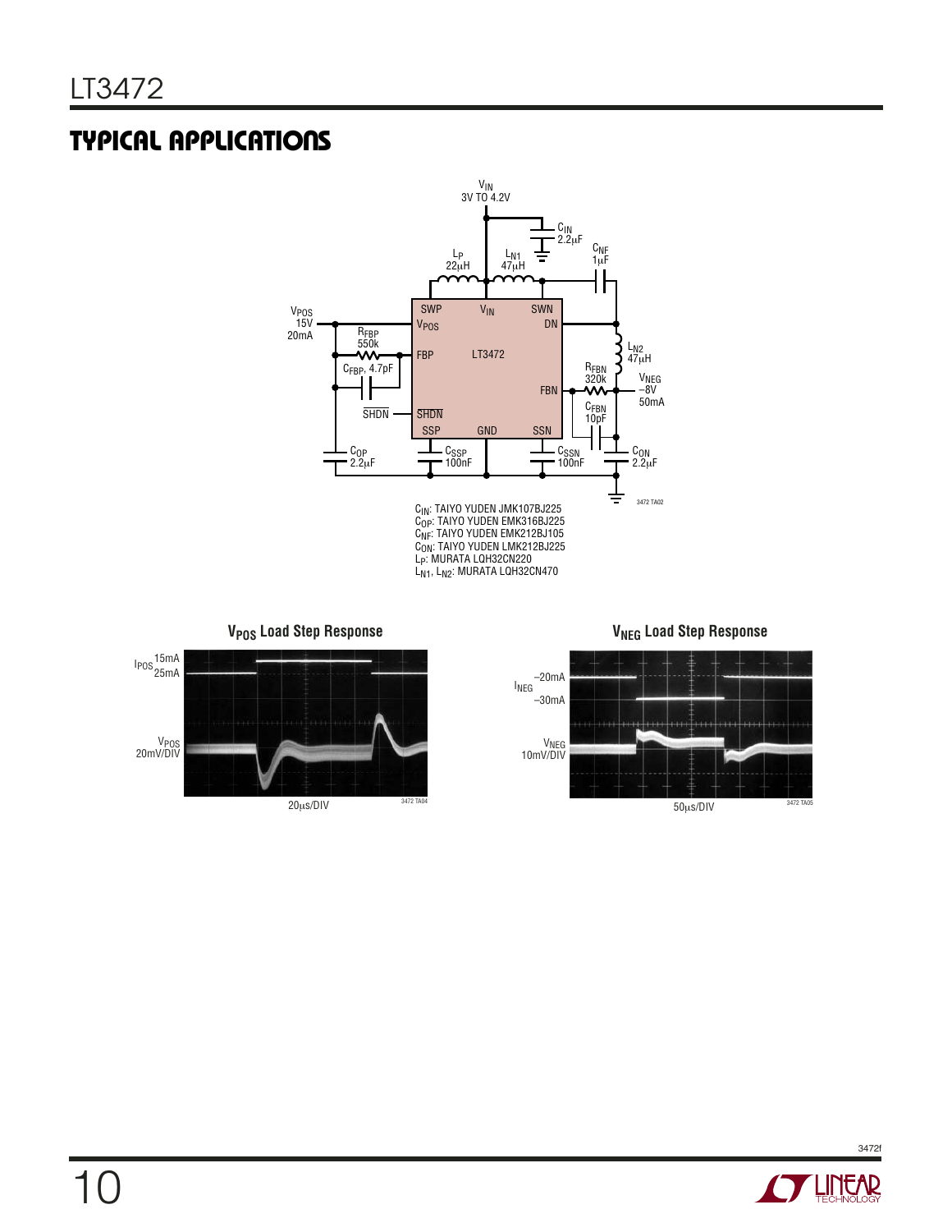## TYPICAL APPLICATIONS

$C_{IN}$: TAIYO YUDEN JMK107BJ225
$C_{OP}$: TAIYO YUDEN EMK316BJ225
$C_{NF}$: TAIYO YUDEN EMK212BJ105
$C_{ON}$: TAIYO YUDEN LMK212BJ225
$L_P$: MURATA LQH32CN220
$L_{N1}$, $L_{N2}$: MURATA LQH32CN470

**$V_{POS}$ Load Step Response**

**$V_{NEG}$ Load Step Response**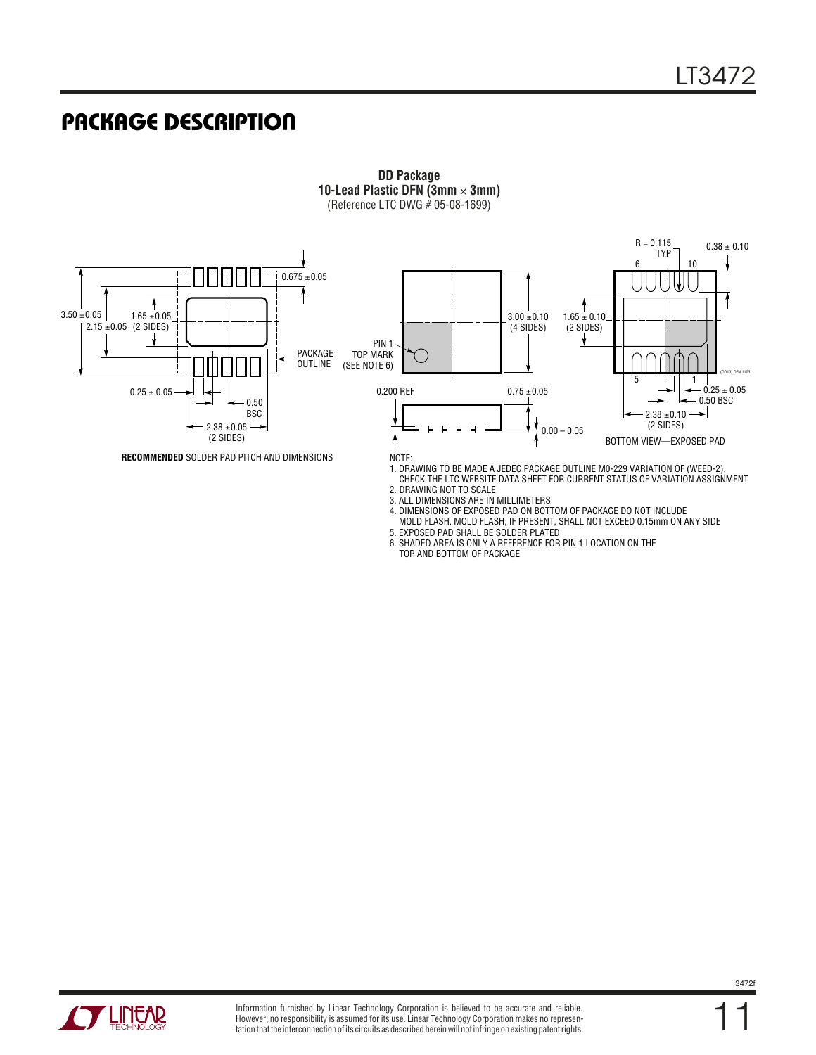## PACKAGE DESCRIPTION

**DD Package**
**10-Lead Plastic DFN (3mm × 3mm)**
(Reference LTC DWG # 05-08-1699)

3.50 ±0.05
2.15 ±0.05
1.65 ±0.05 (2 SIDES)
0.675 ±0.05
PACKAGE OUTLINE
0.25 ± 0.05
0.50 BSC
2.38 ±0.05 (2 SIDES)

**RECOMMENDED** SOLDER PAD PITCH AND DIMENSIONS

PIN 1 TOP MARK (SEE NOTE 6)
3.00 ±0.10 (4 SIDES)
0.200 REF
0.75 ±0.05
0.00 – 0.05

R = 0.115 TYP
0.38 ± 0.10
6
10
1.65 ± 0.10 (2 SIDES)
5
1
0.25 ± 0.05
0.50 BSC
2.38 ±0.10 (2 SIDES)
(DD10) DFN 1103

BOTTOM VIEW—EXPOSED PAD

NOTE:
1. DRAWING TO BE MADE A JEDEC PACKAGE OUTLINE M0-229 VARIATION OF (WEED-2). CHECK THE LTC WEBSITE DATA SHEET FOR CURRENT STATUS OF VARIATION ASSIGNMENT
2. DRAWING NOT TO SCALE
3. ALL DIMENSIONS ARE IN MILLIMETERS
4. DIMENSIONS OF EXPOSED PAD ON BOTTOM OF PACKAGE DO NOT INCLUDE MOLD FLASH. MOLD FLASH, IF PRESENT, SHALL NOT EXCEED 0.15mm ON ANY SIDE
5. EXPOSED PAD SHALL BE SOLDER PLATED
6. SHADED AREA IS ONLY A REFERENCE FOR PIN 1 LOCATION ON THE TOP AND BOTTOM OF PACKAGE

Information furnished by Linear Technology Corporation is believed to be accurate and reliable. However, no responsibility is assumed for its use. Linear Technology Corporation makes no representation that the interconnection of its circuits as described herein will not infringe on existing patent rights.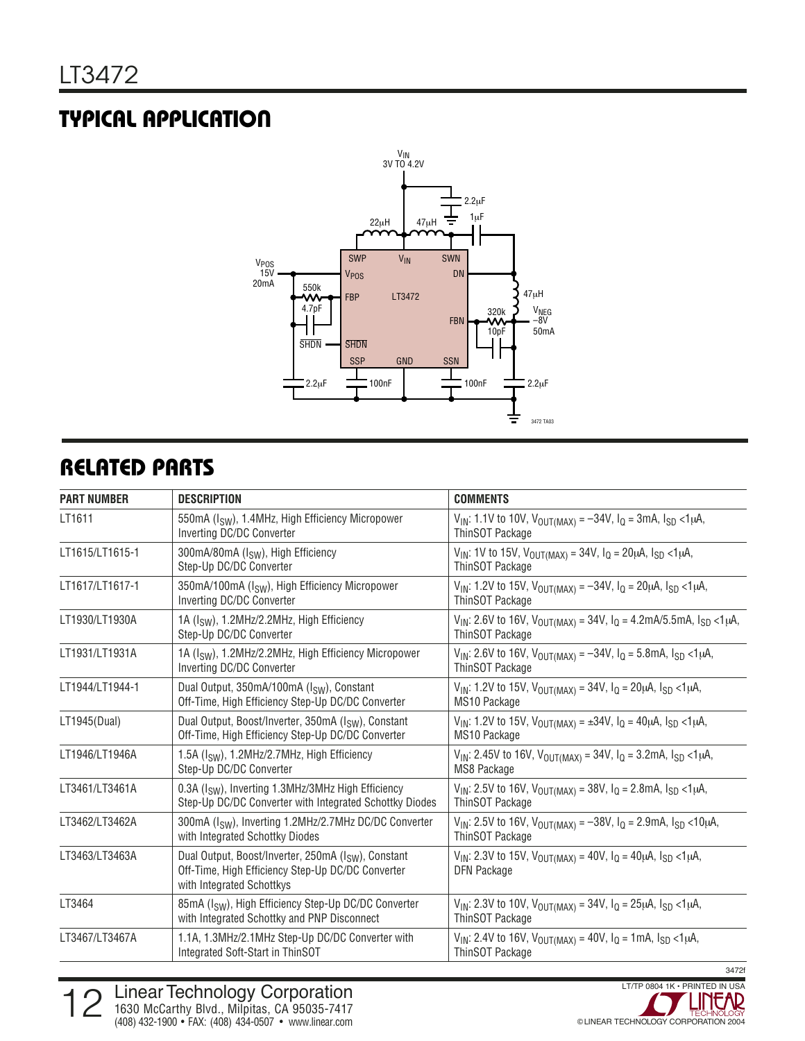## TYPICAL APPLICATION

$V_{IN}$
3V TO 4.2V

2.2µF
22µH
47µH
1µF
SWP
$V_{IN}$
SWN
$V_{POS}$
15V
20mA
$V_{POS}$
DN
550k
FBP
LT3472
47µH
4.7pF
320k
$V_{NEG}$
–8V
50mA
FBN
10pF
SHDN
SHDN
SSP
GND
SSN
2.2µF
100nF
100nF
2.2µF
3472 TA03

## RELATED PARTS

| PART NUMBER | DESCRIPTION | COMMENTS |
|---|---|---|
| LT1611 | 550mA ($I_{SW}$), 1.4MHz, High Efficiency Micropower Inverting DC/DC Converter | $V_{IN}$: 1.1V to 10V, $V_{OUT(MAX)}$ = –34V, $I_Q$ = 3mA, $I_{SD}$ <1µA, ThinSOT Package |
| LT1615/LT1615-1 | 300mA/80mA ($I_{SW}$), High Efficiency Step-Up DC/DC Converter | $V_{IN}$: 1V to 15V, $V_{OUT(MAX)}$ = 34V, $I_Q$ = 20µA, $I_{SD}$ <1µA, ThinSOT Package |
| LT1617/LT1617-1 | 350mA/100mA ($I_{SW}$), High Efficiency Micropower Inverting DC/DC Converter | $V_{IN}$: 1.2V to 15V, $V_{OUT(MAX)}$ = –34V, $I_Q$ = 20µA, $I_{SD}$ <1µA, ThinSOT Package |
| LT1930/LT1930A | 1A ($I_{SW}$), 1.2MHz/2.2MHz, High Efficiency Step-Up DC/DC Converter | $V_{IN}$: 2.6V to 16V, $V_{OUT(MAX)}$ = 34V, $I_Q$ = 4.2mA/5.5mA, $I_{SD}$ <1µA, ThinSOT Package |
| LT1931/LT1931A | 1A ($I_{SW}$), 1.2MHz/2.2MHz, High Efficiency Micropower Inverting DC/DC Converter | $V_{IN}$: 2.6V to 16V, $V_{OUT(MAX)}$ = –34V, $I_Q$ = 5.8mA, $I_{SD}$ <1µA, ThinSOT Package |
| LT1944/LT1944-1 | Dual Output, 350mA/100mA ($I_{SW}$), Constant Off-Time, High Efficiency Step-Up DC/DC Converter | $V_{IN}$: 1.2V to 15V, $V_{OUT(MAX)}$ = 34V, $I_Q$ = 20µA, $I_{SD}$ <1µA, MS10 Package |
| LT1945(Dual) | Dual Output, Boost/Inverter, 350mA ($I_{SW}$), Constant Off-Time, High Efficiency Step-Up DC/DC Converter | $V_{IN}$: 1.2V to 15V, $V_{OUT(MAX)}$ = ±34V, $I_Q$ = 40µA, $I_{SD}$ <1µA, MS10 Package |
| LT1946/LT1946A | 1.5A ($I_{SW}$), 1.2MHz/2.7MHz, High Efficiency Step-Up DC/DC Converter | $V_{IN}$: 2.45V to 16V, $V_{OUT(MAX)}$ = 34V, $I_Q$ = 3.2mA, $I_{SD}$ <1µA, MS8 Package |
| LT3461/LT3461A | 0.3A ($I_{SW}$), Inverting 1.3MHz/3MHz High Efficiency Step-Up DC/DC Converter with Integrated Schottky Diodes | $V_{IN}$: 2.5V to 16V, $V_{OUT(MAX)}$ = 38V, $I_Q$ = 2.8mA, $I_{SD}$ <1µA, ThinSOT Package |
| LT3462/LT3462A | 300mA ($I_{SW}$), Inverting 1.2MHz/2.7MHz DC/DC Converter with Integrated Schottky Diodes | $V_{IN}$: 2.5V to 16V, $V_{OUT(MAX)}$ = –38V, $I_Q$ = 2.9mA, $I_{SD}$ <10µA, ThinSOT Package |
| LT3463/LT3463A | Dual Output, Boost/Inverter, 250mA ($I_{SW}$), Constant Off-Time, High Efficiency Step-Up DC/DC Converter with Integrated Schottkys | $V_{IN}$: 2.3V to 15V, $V_{OUT(MAX)}$ = 40V, $I_Q$ = 40µA, $I_{SD}$ <1µA, DFN Package |
| LT3464 | 85mA ($I_{SW}$), High Efficiency Step-Up DC/DC Converter with Integrated Schottky and PNP Disconnect | $V_{IN}$: 2.3V to 10V, $V_{OUT(MAX)}$ = 34V, $I_Q$ = 25µA, $I_{SD}$ <1µA, ThinSOT Package |
| LT3467/LT3467A | 1.1A, 1.3MHz/2.1MHz Step-Up DC/DC Converter with Integrated Soft-Start in ThinSOT | $V_{IN}$: 2.4V to 16V, $V_{OUT(MAX)}$ = 40V, $I_Q$ = 1mA, $I_{SD}$ <1µA, ThinSOT Package |

Linear Technology Corporation
1630 McCarthy Blvd., Milpitas, CA 95035-7417
(408) 432-1900 • FAX: (408) 434-0507 • www.linear.com

LT/TP 0804 1K • PRINTED IN USA
© LINEAR TECHNOLOGY CORPORATION 2004